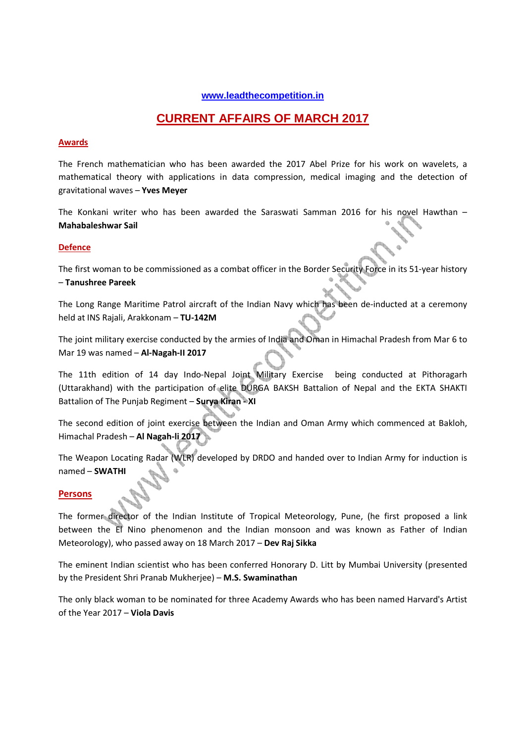www.leadthecompetition.in

# CURRENT AFFAIRS OF MARCH 2017

## Awards

The French mathematician who has been awarded the 2017 Abel Prize for his work on wavelets, a mathematical theory with applications in data compression, medical imaging and the detection of gravitational waves – **Yves Meyer**

The Konkani writer who has been awarded the Saraswati Samman 2016 for his novel Hawthan – **Mahabaleshwar Sail**

## Defence

The first woman to be commissioned as a combat officer in the Border Security Force in its 51-year history – **Tanushree Pareek**

The Long Range Maritime Patrol aircraft of the Indian Navy which has been de-inducted at a ceremony held at INS Rajali, Arakkonam – **TU-142M**

The joint military exercise conducted by the armies of India and Oman in Himachal Pradesh from Mar 6 to Mar 19 was named – **Al-Nagah-II 2017**

The 11th edition of 14 day Indo-Nepal Joint Military Exercise being conducted at Pithoragarh (Uttarakhand) with the participation of elite DURGA BAKSH Battalion of Nepal and the EKTA SHAKTI Battalion of The Punjab Regiment – **Surya Kiran - XI**

The second edition of joint exercise between the Indian and Oman Army which commenced at Bakloh, Himachal Pradesh – **Al Nagah-Ii 2017**

The Weapon Locating Radar (WLR) developed by DRDO and handed over to Indian Army for induction is named – **SWATHI**

## Persons

The former director of the Indian Institute of Tropical Meteorology, Pune, (he first proposed a link between the El Nino phenomenon and the Indian monsoon and was known as Father of Indian Meteorology), who passed away on 18 March 2017 – **Dev Raj Sikka**

The eminent Indian scientist who has been conferred Honorary D. Litt by Mumbai University (presented by the President Shri Pranab Mukherjee) – **M.S. Swaminathan**

The only black woman to be nominated for three Academy Awards who has been named Harvard's Artist of the Year 2017 – **Viola Davis**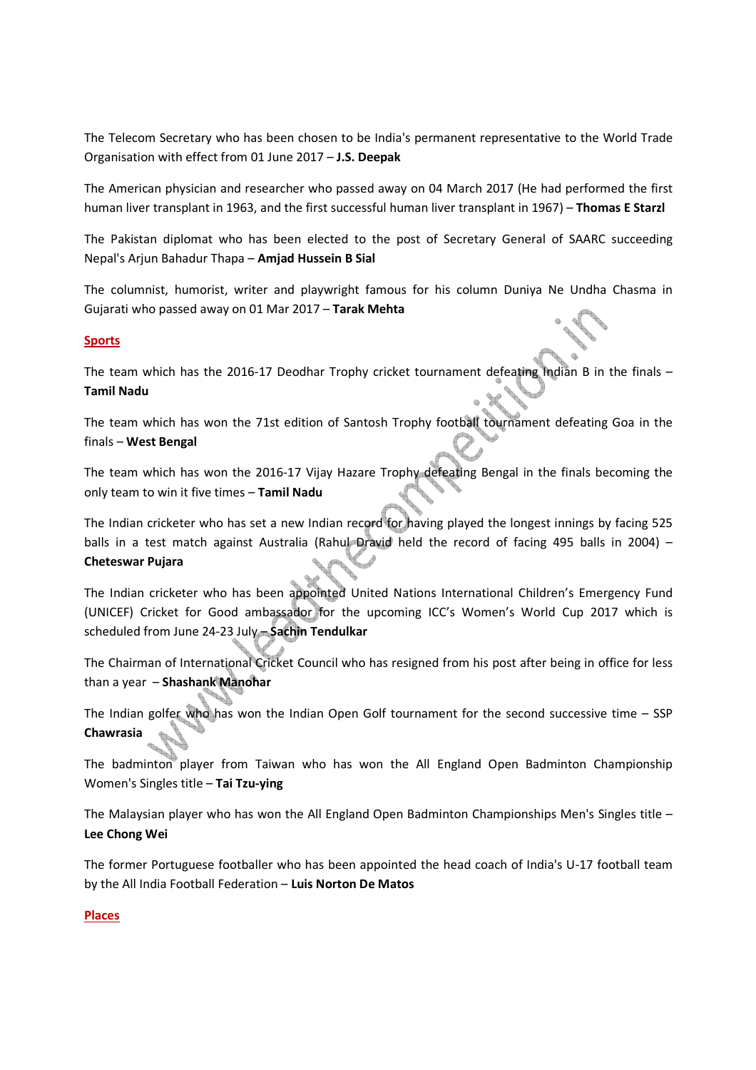The Telecom Secretary who has been chosen to be India's permanent representative to the World Trade Organisation with effect from 01 June 2017 – **J.S. Deepak**

The American physician and researcher who passed away on 04 March 2017 (He had performed the first human liver transplant in 1963, and the first successful human liver transplant in 1967) – **Thomas E Starzl**

The Pakistan diplomat who has been elected to the post of Secretary General of SAARC succeeding Nepal's Arjun Bahadur Thapa – **Amjad Hussein B Sial**

The columnist, humorist, writer and playwright famous for his column Duniya Ne Undha Chasma in Gujarati who passed away on 01 Mar 2017 – **Tarak Mehta**

## Sports

The team which has the 2016-17 Deodhar Trophy cricket tournament defeating Indian B in the finals – **Tamil Nadu**

The team which has won the 71st edition of Santosh Trophy football tournament defeating Goa in the finals – **West Bengal**

The team which has won the 2016-17 Vijay Hazare Trophy defeating Bengal in the finals becoming the only team to win it five times – **Tamil Nadu**

The Indian cricketer who has set a new Indian record for having played the longest innings by facing 525 balls in a test match against Australia (Rahul Dravid held the record of facing 495 balls in 2004) – **Cheteswar Pujara**

The Indian cricketer who has been appointed United Nations International Children's Emergency Fund (UNICEF) Cricket for Good ambassador for the upcoming ICC's Women's World Cup 2017 which is scheduled from June 24-23 July – **Sachin Tendulkar**

The Chairman of International Cricket Council who has resigned from his post after being in office for less than a year – **Shashank Manohar**

The Indian golfer who has won the Indian Open Golf tournament for the second successive time – SSP **Chawrasia**

The badminton player from Taiwan who has won the All England Open Badminton Championship Women's Singles title – **Tai Tzu-ying**

The Malaysian player who has won the All England Open Badminton Championships Men's Singles title – **Lee Chong Wei**

The former Portuguese footballer who has been appointed the head coach of India's U-17 football team by the All India Football Federation – **Luis Norton De Matos**

## Places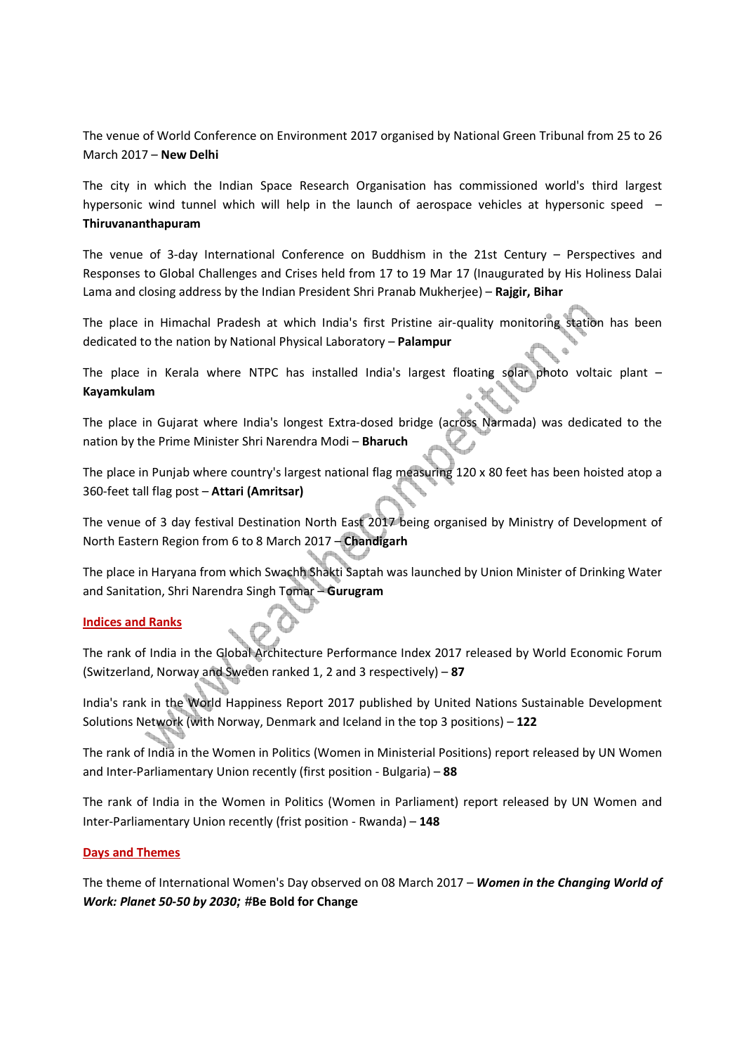The venue of World Conference on Environment 2017 organised by National Green Tribunal from 25 to 26 March 2017 – **New Delhi**

The city in which the Indian Space Research Organisation has commissioned world's third largest hypersonic wind tunnel which will help in the launch of aerospace vehicles at hypersonic speed – **Thiruvananthapuram**

The venue of 3-day International Conference on Buddhism in the 21st Century – Perspectives and Responses to Global Challenges and Crises held from 17 to 19 Mar 17 (Inaugurated by His Holiness Dalai Lama and closing address by the Indian President Shri Pranab Mukherjee) – **Rajgir, Bihar**

The place in Himachal Pradesh at which India's first Pristine air-quality monitoring station has been dedicated to the nation by National Physical Laboratory – **Palampur**

The place in Kerala where NTPC has installed India's largest floating solar photo voltaic plant – **Kayamkulam**

The place in Gujarat where India's longest Extra-dosed bridge (across Narmada) was dedicated to the nation by the Prime Minister Shri Narendra Modi – **Bharuch**

The place in Punjab where country's largest national flag measuring 120 x 80 feet has been hoisted atop a 360-feet tall flag post – **Attari (Amritsar)**

The venue of 3 day festival Destination North East 2017 being organised by Ministry of Development of North Eastern Region from 6 to 8 March 2017 – **Chandigarh**

The place in Haryana from which Swachh Shakti Saptah was launched by Union Minister of Drinking Water and Sanitation, Shri Narendra Singh Tomar – **Gurugram**

## Indices and Ranks

The rank of India in the Global Architecture Performance Index 2017 released by World Economic Forum (Switzerland, Norway and Sweden ranked 1, 2 and 3 respectively) – **87**

India's rank in the World Happiness Report 2017 published by United Nations Sustainable Development Solutions Network (with Norway, Denmark and Iceland in the top 3 positions) – **122**

The rank of India in the Women in Politics (Women in Ministerial Positions) report released by UN Women and Inter-Parliamentary Union recently (first position - Bulgaria) – **88**

The rank of India in the Women in Politics (Women in Parliament) report released by UN Women and Inter-Parliamentary Union recently (frist position - Rwanda) – **148**

## Days and Themes

The theme of International Women's Day observed on 08 March 2017 – ***Women in the Changing World of Work: Planet 50-50 by 2030;*** **#Be Bold for Change**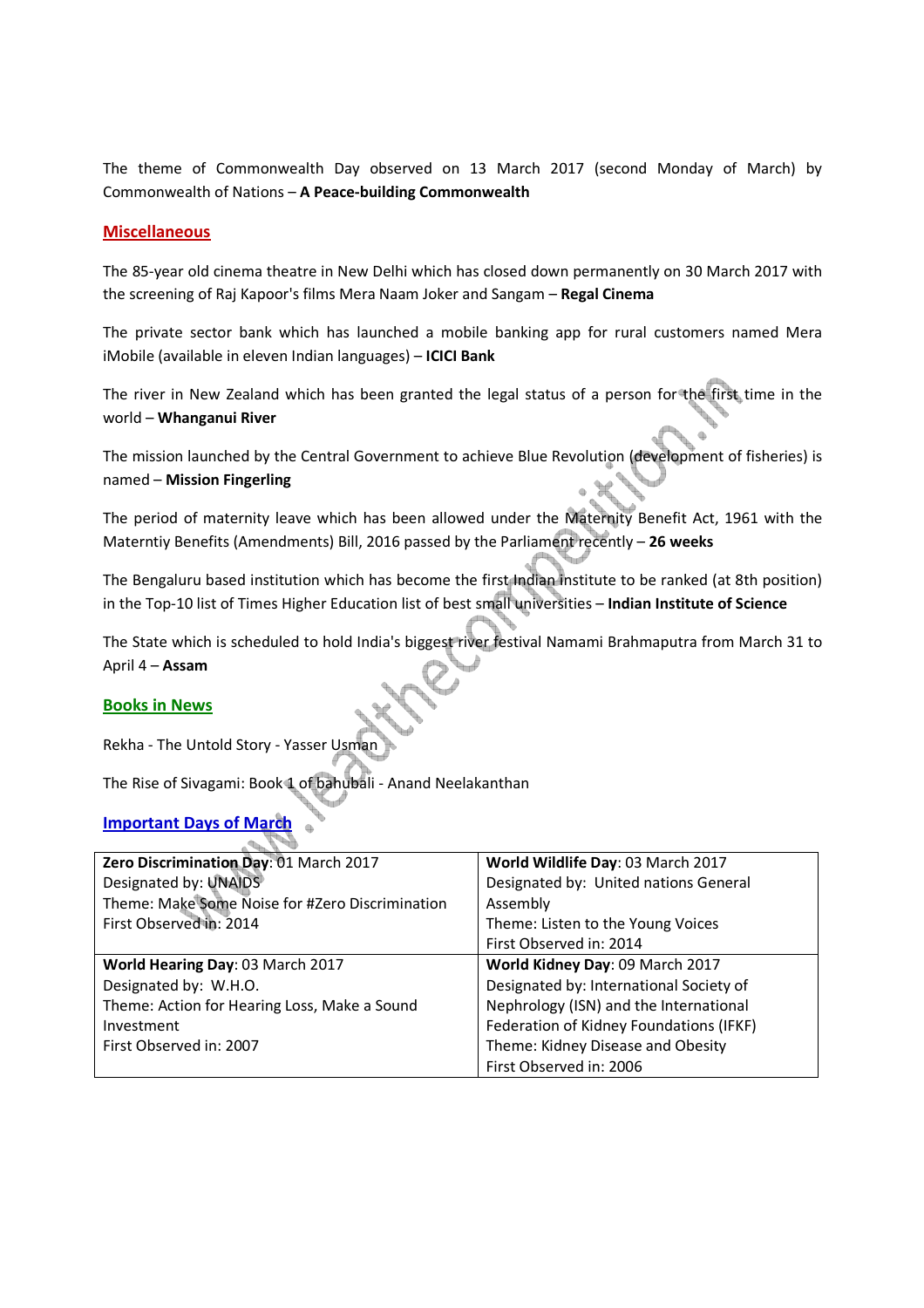The theme of Commonwealth Day observed on 13 March 2017 (second Monday of March) by Commonwealth of Nations – **A Peace-building Commonwealth**

## Miscellaneous

The 85-year old cinema theatre in New Delhi which has closed down permanently on 30 March 2017 with the screening of Raj Kapoor's films Mera Naam Joker and Sangam – **Regal Cinema**

The private sector bank which has launched a mobile banking app for rural customers named Mera iMobile (available in eleven Indian languages) – **ICICI Bank**

The river in New Zealand which has been granted the legal status of a person for the first time in the world – **Whanganui River**

The mission launched by the Central Government to achieve Blue Revolution (development of fisheries) is named – **Mission Fingerling**

The period of maternity leave which has been allowed under the Maternity Benefit Act, 1961 with the Materntiy Benefits (Amendments) Bill, 2016 passed by the Parliament recently – **26 weeks**

The Bengaluru based institution which has become the first Indian institute to be ranked (at 8th position) in the Top-10 list of Times Higher Education list of best small universities – **Indian Institute of Science**

The State which is scheduled to hold India's biggest river festival Namami Brahmaputra from March 31 to April 4 – **Assam**

## Books in News

Rekha - The Untold Story - Yasser Usman

The Rise of Sivagami: Book 1 of bahubali - Anand Neelakanthan

## Important Days of March

| | |
|---|---|
| **Zero Discrimination Day**: 01 March 2017<br>Designated by: UNAIDS<br>Theme: Make Some Noise for #Zero Discrimination<br>First Observed in: 2014 | **World Wildlife Day**: 03 March 2017<br>Designated by: United nations General Assembly<br>Theme: Listen to the Young Voices<br>First Observed in: 2014 |
| **World Hearing Day**: 03 March 2017<br>Designated by: W.H.O.<br>Theme: Action for Hearing Loss, Make a Sound Investment<br>First Observed in: 2007 | **World Kidney Day**: 09 March 2017<br>Designated by: International Society of Nephrology (ISN) and the International Federation of Kidney Foundations (IFKF)<br>Theme: Kidney Disease and Obesity<br>First Observed in: 2006 |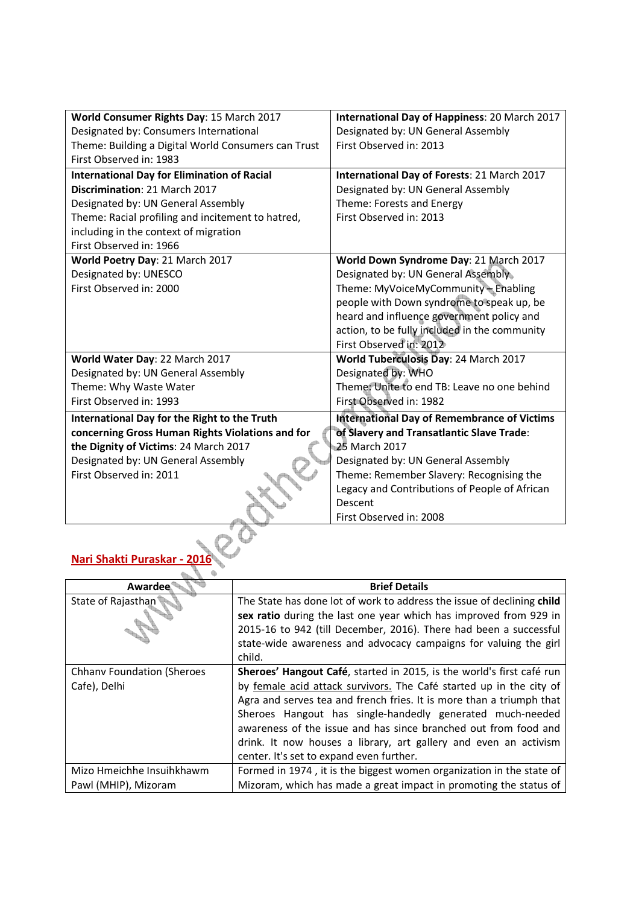| **World Consumer Rights Day**: 15 March 2017<br>Designated by: Consumers International<br>Theme: Building a Digital World Consumers can Trust<br>First Observed in: 1983 | **International Day of Happiness**: 20 March 2017<br>Designated by: UN General Assembly<br>First Observed in: 2013 |
|---|---|
| **International Day for Elimination of Racial Discrimination**: 21 March 2017<br>Designated by: UN General Assembly<br>Theme: Racial profiling and incitement to hatred, including in the context of migration<br>First Observed in: 1966 | **International Day of Forests**: 21 March 2017<br>Designated by: UN General Assembly<br>Theme: Forests and Energy<br>First Observed in: 2013 |
| **World Poetry Day**: 21 March 2017<br>Designated by: UNESCO<br>First Observed in: 2000 | **World Down Syndrome Day**: 21 March 2017<br>Designated by: UN General Assembly<br>Theme: MyVoiceMyCommunity – Enabling people with Down syndrome to speak up, be heard and influence government policy and action, to be fully included in the community<br>First Observed in: 2012 |
| **World Water Day**: 22 March 2017<br>Designated by: UN General Assembly<br>Theme: Why Waste Water<br>First Observed in: 1993 | **World Tuberculosis Day**: 24 March 2017<br>Designated by: WHO<br>Theme: Unite to end TB: Leave no one behind<br>First Observed in: 1982 |
| **International Day for the Right to the Truth concerning Gross Human Rights Violations and for the Dignity of Victims**: 24 March 2017<br>Designated by: UN General Assembly<br>First Observed in: 2011 | **International Day of Remembrance of Victims of Slavery and Transatlantic Slave Trade**: 25 March 2017<br>Designated by: UN General Assembly<br>Theme: Remember Slavery: Recognising the Legacy and Contributions of People of African Descent<br>First Observed in: 2008 |

## Nari Shakti Puraskar - 2016

| Awardee | Brief Details |
|---|---|
| State of Rajasthan | The State has done lot of work to address the issue of declining **child sex ratio** during the last one year which has improved from 929 in 2015-16 to 942 (till December, 2016). There had been a successful state-wide awareness and advocacy campaigns for valuing the girl child. |
| Chhanv Foundation (Sheroes Cafe), Delhi | **Sheroes' Hangout Café**, started in 2015, is the world's first café run by female acid attack survivors. The Café started up in the city of Agra and serves tea and french fries. It is more than a triumph that Sheroes Hangout has single-handedly generated much-needed awareness of the issue and has since branched out from food and drink. It now houses a library, art gallery and even an activism center. It's set to expand even further. |
| Mizo Hmeichhe Insuihkhawm Pawl (MHIP), Mizoram | Formed in 1974 , it is the biggest women organization in the state of Mizoram, which has made a great impact in promoting the status of |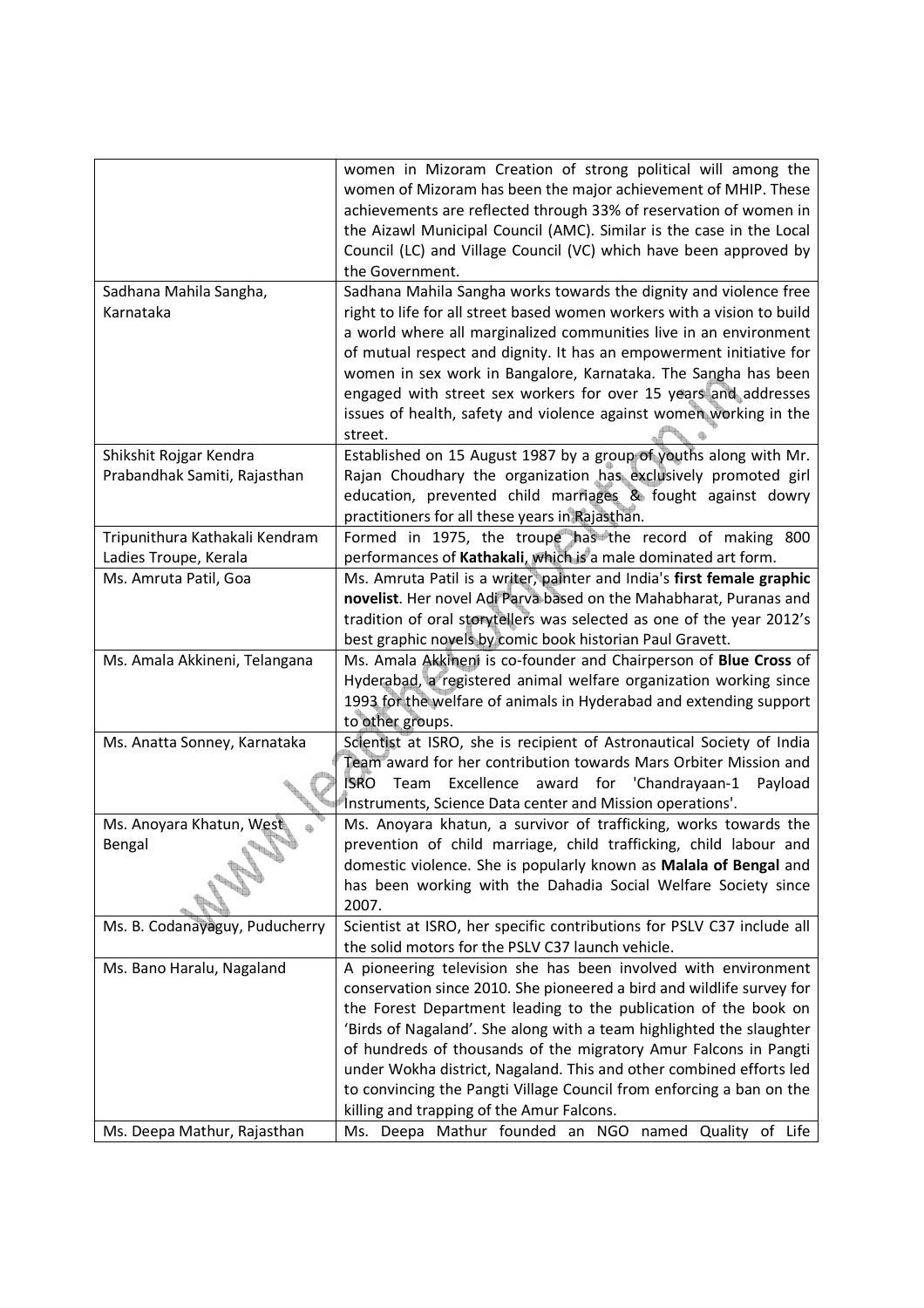| | |
|---|---|
| | women in Mizoram Creation of strong political will among the women of Mizoram has been the major achievement of MHIP. These achievements are reflected through 33% of reservation of women in the Aizawl Municipal Council (AMC). Similar is the case in the Local Council (LC) and Village Council (VC) which have been approved by the Government. |
| Sadhana Mahila Sangha, Karnataka | Sadhana Mahila Sangha works towards the dignity and violence free right to life for all street based women workers with a vision to build a world where all marginalized communities live in an environment of mutual respect and dignity. It has an empowerment initiative for women in sex work in Bangalore, Karnataka. The Sangha has been engaged with street sex workers for over 15 years and addresses issues of health, safety and violence against women working in the street. |
| Shikshit Rojgar Kendra Prabandhak Samiti, Rajasthan | Established on 15 August 1987 by a group of youths along with Mr. Rajan Choudhary the organization has exclusively promoted girl education, prevented child marriages & fought against dowry practitioners for all these years in Rajasthan. |
| Tripunithura Kathakali Kendram Ladies Troupe, Kerala | Formed in 1975, the troupe has the record of making 800 performances of **Kathakali**, which is a male dominated art form. |
| Ms. Amruta Patil, Goa | Ms. Amruta Patil is a writer, painter and India's **first female graphic novelist**. Her novel Adi Parva based on the Mahabharat, Puranas and tradition of oral storytellers was selected as one of the year 2012's best graphic novels by comic book historian Paul Gravett. |
| Ms. Amala Akkineni, Telangana | Ms. Amala Akkineni is co-founder and Chairperson of **Blue Cross** of Hyderabad, a registered animal welfare organization working since 1993 for the welfare of animals in Hyderabad and extending support to other groups. |
| Ms. Anatta Sonney, Karnataka | Scientist at ISRO, she is recipient of Astronautical Society of India Team award for her contribution towards Mars Orbiter Mission and ISRO Team Excellence award for 'Chandrayaan-1 Payload Instruments, Science Data center and Mission operations'. |
| Ms. Anoyara Khatun, West Bengal | Ms. Anoyara khatun, a survivor of trafficking, works towards the prevention of child marriage, child trafficking, child labour and domestic violence. She is popularly known as **Malala of Bengal** and has been working with the Dahadia Social Welfare Society since 2007. |
| Ms. B. Codanayaguy, Puducherry | Scientist at ISRO, her specific contributions for PSLV C37 include all the solid motors for the PSLV C37 launch vehicle. |
| Ms. Bano Haralu, Nagaland | A pioneering television she has been involved with environment conservation since 2010. She pioneered a bird and wildlife survey for the Forest Department leading to the publication of the book on 'Birds of Nagaland'. She along with a team highlighted the slaughter of hundreds of thousands of the migratory Amur Falcons in Pangti under Wokha district, Nagaland. This and other combined efforts led to convincing the Pangti Village Council from enforcing a ban on the killing and trapping of the Amur Falcons. |
| Ms. Deepa Mathur, Rajasthan | Ms. Deepa Mathur founded an NGO named Quality of Life |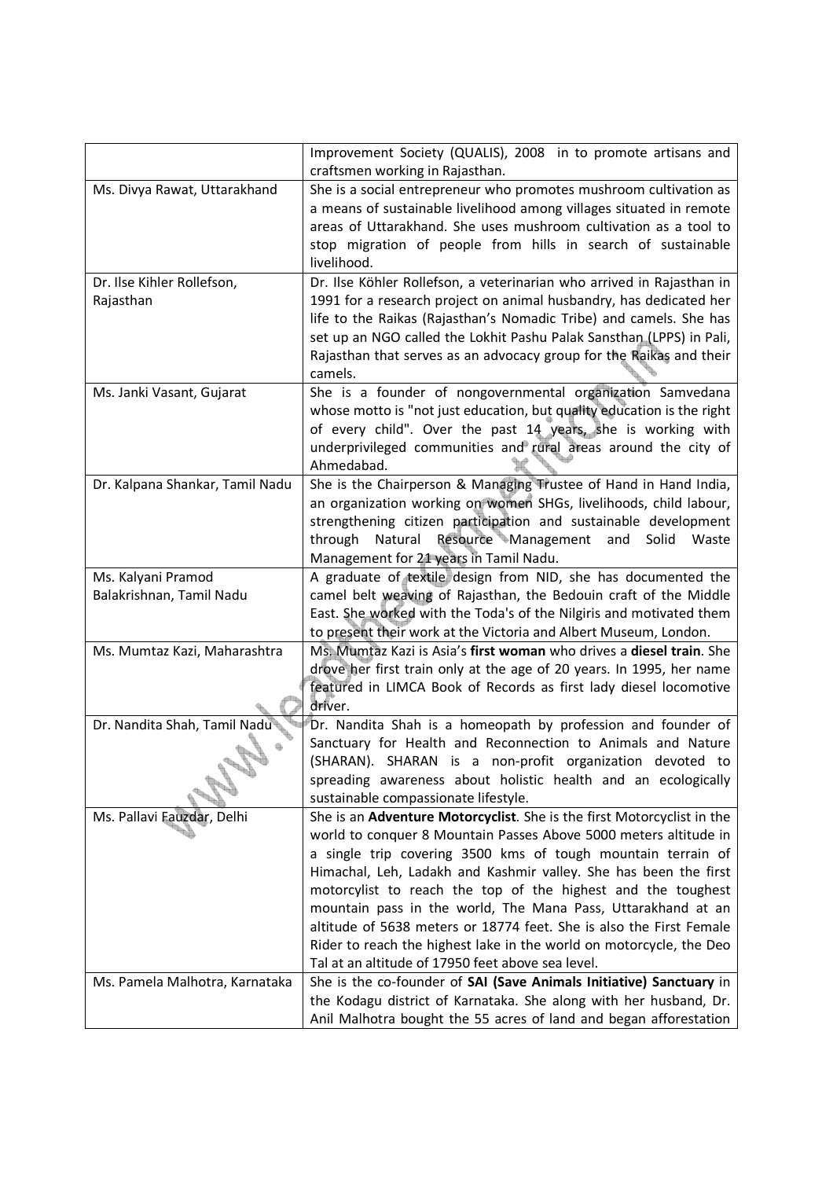| | |
|---|---|
| | Improvement Society (QUALIS), 2008 in to promote artisans and craftsmen working in Rajasthan. |
| Ms. Divya Rawat, Uttarakhand | She is a social entrepreneur who promotes mushroom cultivation as a means of sustainable livelihood among villages situated in remote areas of Uttarakhand. She uses mushroom cultivation as a tool to stop migration of people from hills in search of sustainable livelihood. |
| Dr. Ilse Kihler Rollefson, Rajasthan | Dr. Ilse Köhler Rollefson, a veterinarian who arrived in Rajasthan in 1991 for a research project on animal husbandry, has dedicated her life to the Raikas (Rajasthan's Nomadic Tribe) and camels. She has set up an NGO called the Lokhit Pashu Palak Sansthan (LPPS) in Pali, Rajasthan that serves as an advocacy group for the Raikas and their camels. |
| Ms. Janki Vasant, Gujarat | She is a founder of nongovernmental organization Samvedana whose motto is "not just education, but quality education is the right of every child". Over the past 14 years, she is working with underprivileged communities and rural areas around the city of Ahmedabad. |
| Dr. Kalpana Shankar, Tamil Nadu | She is the Chairperson & Managing Trustee of Hand in Hand India, an organization working on women SHGs, livelihoods, child labour, strengthening citizen participation and sustainable development through Natural Resource Management and Solid Waste Management for 21 years in Tamil Nadu. |
| Ms. Kalyani Pramod Balakrishnan, Tamil Nadu | A graduate of textile design from NID, she has documented the camel belt weaving of Rajasthan, the Bedouin craft of the Middle East. She worked with the Toda's of the Nilgiris and motivated them to present their work at the Victoria and Albert Museum, London. |
| Ms. Mumtaz Kazi, Maharashtra | Ms. Mumtaz Kazi is Asia's **first woman** who drives a **diesel train**. She drove her first train only at the age of 20 years. In 1995, her name featured in LIMCA Book of Records as first lady diesel locomotive driver. |
| Dr. Nandita Shah, Tamil Nadu | Dr. Nandita Shah is a homeopath by profession and founder of Sanctuary for Health and Reconnection to Animals and Nature (SHARAN). SHARAN is a non-profit organization devoted to spreading awareness about holistic health and an ecologically sustainable compassionate lifestyle. |
| Ms. Pallavi Fauzdar, Delhi | She is an **Adventure Motorcyclist**. She is the first Motorcyclist in the world to conquer 8 Mountain Passes Above 5000 meters altitude in a single trip covering 3500 kms of tough mountain terrain of Himachal, Leh, Ladakh and Kashmir valley. She has been the first motorcylist to reach the top of the highest and the toughest mountain pass in the world, The Mana Pass, Uttarakhand at an altitude of 5638 meters or 18774 feet. She is also the First Female Rider to reach the highest lake in the world on motorcycle, the Deo Tal at an altitude of 17950 feet above sea level. |
| Ms. Pamela Malhotra, Karnataka | She is the co-founder of **SAI (Save Animals Initiative) Sanctuary** in the Kodagu district of Karnataka. She along with her husband, Dr. Anil Malhotra bought the 55 acres of land and began afforestation |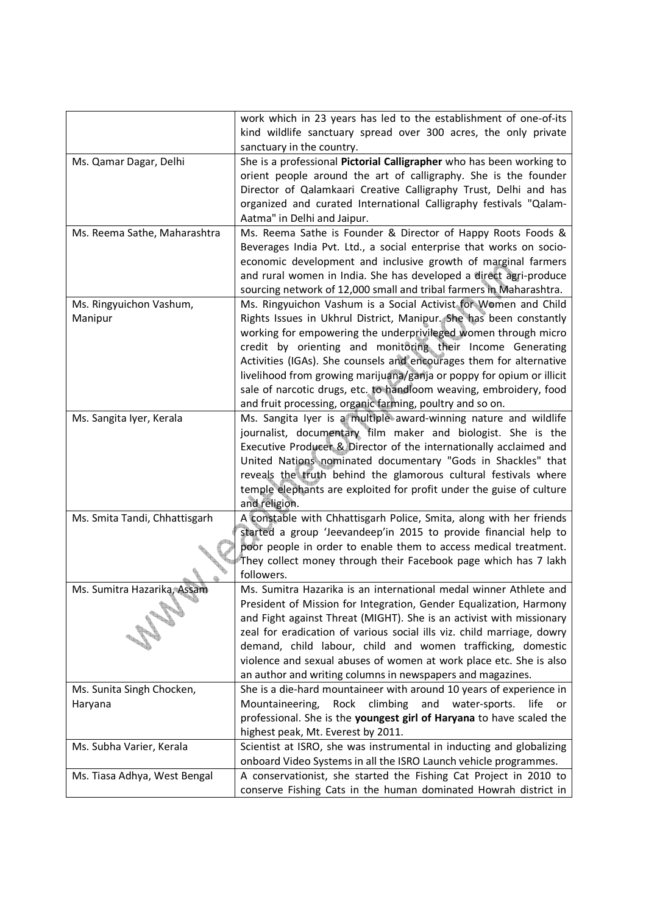| | |
|---|---|
| | work which in 23 years has led to the establishment of one-of-its kind wildlife sanctuary spread over 300 acres, the only private sanctuary in the country. |
| Ms. Qamar Dagar, Delhi | She is a professional **Pictorial Calligrapher** who has been working to orient people around the art of calligraphy. She is the founder Director of Qalamkaari Creative Calligraphy Trust, Delhi and has organized and curated International Calligraphy festivals "Qalam-Aatma" in Delhi and Jaipur. |
| Ms. Reema Sathe, Maharashtra | Ms. Reema Sathe is Founder & Director of Happy Roots Foods & Beverages India Pvt. Ltd., a social enterprise that works on socio-economic development and inclusive growth of marginal farmers and rural women in India. She has developed a direct agri-produce sourcing network of 12,000 small and tribal farmers in Maharashtra. |
| Ms. Ringyuichon Vashum, Manipur | Ms. Ringyuichon Vashum is a Social Activist for Women and Child Rights Issues in Ukhrul District, Manipur. She has been constantly working for empowering the underprivileged women through micro credit by orienting and monitoring their Income Generating Activities (IGAs). She counsels and encourages them for alternative livelihood from growing marijuana/ganja or poppy for opium or illicit sale of narcotic drugs, etc. to handloom weaving, embroidery, food and fruit processing, organic farming, poultry and so on. |
| Ms. Sangita Iyer, Kerala | Ms. Sangita Iyer is a multiple award-winning nature and wildlife journalist, documentary film maker and biologist. She is the Executive Producer & Director of the internationally acclaimed and United Nations nominated documentary "Gods in Shackles" that reveals the truth behind the glamorous cultural festivals where temple elephants are exploited for profit under the guise of culture and religion. |
| Ms. Smita Tandi, Chhattisgarh | A constable with Chhattisgarh Police, Smita, along with her friends started a group 'Jeevandeep'in 2015 to provide financial help to poor people in order to enable them to access medical treatment. They collect money through their Facebook page which has 7 lakh followers. |
| Ms. Sumitra Hazarika, Assam | Ms. Sumitra Hazarika is an international medal winner Athlete and President of Mission for Integration, Gender Equalization, Harmony and Fight against Threat (MIGHT). She is an activist with missionary zeal for eradication of various social ills viz. child marriage, dowry demand, child labour, child and women trafficking, domestic violence and sexual abuses of women at work place etc. She is also an author and writing columns in newspapers and magazines. |
| Ms. Sunita Singh Chocken, Haryana | She is a die-hard mountaineer with around 10 years of experience in Mountaineering, Rock climbing and water-sports. life or professional. She is the **youngest girl of Haryana** to have scaled the highest peak, Mt. Everest by 2011. |
| Ms. Subha Varier, Kerala | Scientist at ISRO, she was instrumental in inducting and globalizing onboard Video Systems in all the ISRO Launch vehicle programmes. |
| Ms. Tiasa Adhya, West Bengal | A conservationist, she started the Fishing Cat Project in 2010 to conserve Fishing Cats in the human dominated Howrah district in |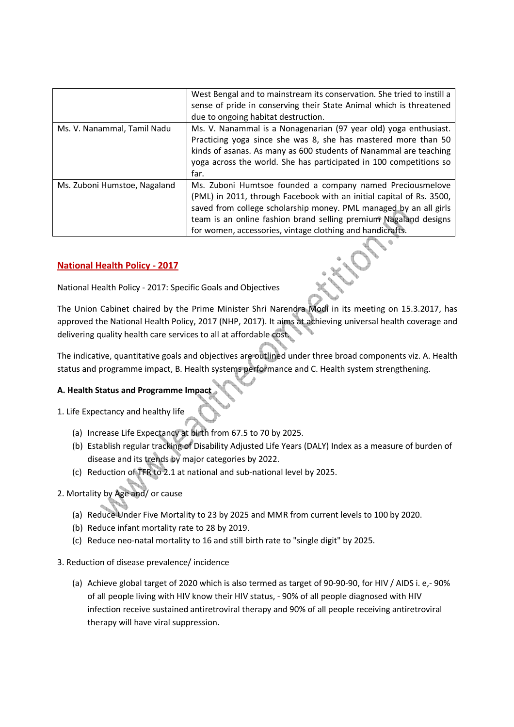| | |
|---|---|
| | West Bengal and to mainstream its conservation. She tried to instill a sense of pride in conserving their State Animal which is threatened due to ongoing habitat destruction. |
| Ms. V. Nanammal, Tamil Nadu | Ms. V. Nanammal is a Nonagenarian (97 year old) yoga enthusiast. Practicing yoga since she was 8, she has mastered more than 50 kinds of asanas. As many as 600 students of Nanammal are teaching yoga across the world. She has participated in 100 competitions so far. |
| Ms. Zuboni Humstoe, Nagaland | Ms. Zuboni Humtsoe founded a company named Preciousmelove (PML) in 2011, through Facebook with an initial capital of Rs. 3500, saved from college scholarship money. PML managed by an all girls team is an online fashion brand selling premium Nagaland designs for women, accessories, vintage clothing and handicrafts. |

## National Health Policy - 2017

National Health Policy - 2017: Specific Goals and Objectives

The Union Cabinet chaired by the Prime Minister Shri Narendra Modi in its meeting on 15.3.2017, has approved the National Health Policy, 2017 (NHP, 2017). It aims at achieving universal health coverage and delivering quality health care services to all at affordable cost.

The indicative, quantitative goals and objectives are outlined under three broad components viz. A. Health status and programme impact, B. Health systems performance and C. Health system strengthening.

### A. Health Status and Programme Impact

1. Life Expectancy and healthy life

   (a) Increase Life Expectancy at birth from 67.5 to 70 by 2025.
   
   (b) Establish regular tracking of Disability Adjusted Life Years (DALY) Index as a measure of burden of disease and its trends by major categories by 2022.
   
   (c) Reduction of TFR to 2.1 at national and sub-national level by 2025.

2. Mortality by Age and/ or cause

   (a) Reduce Under Five Mortality to 23 by 2025 and MMR from current levels to 100 by 2020.
   
   (b) Reduce infant mortality rate to 28 by 2019.
   
   (c) Reduce neo-natal mortality to 16 and still birth rate to "single digit" by 2025.

3. Reduction of disease prevalence/ incidence

   (a) Achieve global target of 2020 which is also termed as target of 90-90-90, for HIV / AIDS i. e,- 90% of all people living with HIV know their HIV status, - 90% of all people diagnosed with HIV infection receive sustained antiretroviral therapy and 90% of all people receiving antiretroviral therapy will have viral suppression.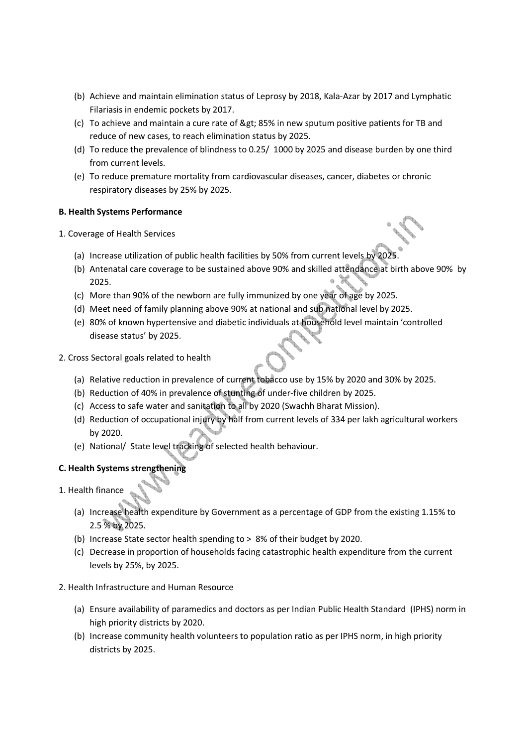(b) Achieve and maintain elimination status of Leprosy by 2018, Kala-Azar by 2017 and Lymphatic Filariasis in endemic pockets by 2017.

(c) To achieve and maintain a cure rate of &gt; 85% in new sputum positive patients for TB and reduce of new cases, to reach elimination status by 2025.

(d) To reduce the prevalence of blindness to 0.25/ 1000 by 2025 and disease burden by one third from current levels.

(e) To reduce premature mortality from cardiovascular diseases, cancer, diabetes or chronic respiratory diseases by 25% by 2025.

**B. Health Systems Performance**

1. Coverage of Health Services

(a) Increase utilization of public health facilities by 50% from current levels by 2025.

(b) Antenatal care coverage to be sustained above 90% and skilled attendance at birth above 90% by 2025.

(c) More than 90% of the newborn are fully immunized by one year of age by 2025.

(d) Meet need of family planning above 90% at national and sub national level by 2025.

(e) 80% of known hypertensive and diabetic individuals at household level maintain 'controlled disease status' by 2025.

2. Cross Sectoral goals related to health

(a) Relative reduction in prevalence of current tobacco use by 15% by 2020 and 30% by 2025.

(b) Reduction of 40% in prevalence of stunting of under-five children by 2025.

(c) Access to safe water and sanitation to all by 2020 (Swachh Bharat Mission).

(d) Reduction of occupational injury by half from current levels of 334 per lakh agricultural workers by 2020.

(e) National/ State level tracking of selected health behaviour.

**C. Health Systems strengthening**

1. Health finance

(a) Increase health expenditure by Government as a percentage of GDP from the existing 1.15% to 2.5 % by 2025.

(b) Increase State sector health spending to > 8% of their budget by 2020.

(c) Decrease in proportion of households facing catastrophic health expenditure from the current levels by 25%, by 2025.

2. Health Infrastructure and Human Resource

(a) Ensure availability of paramedics and doctors as per Indian Public Health Standard (IPHS) norm in high priority districts by 2020.

(b) Increase community health volunteers to population ratio as per IPHS norm, in high priority districts by 2025.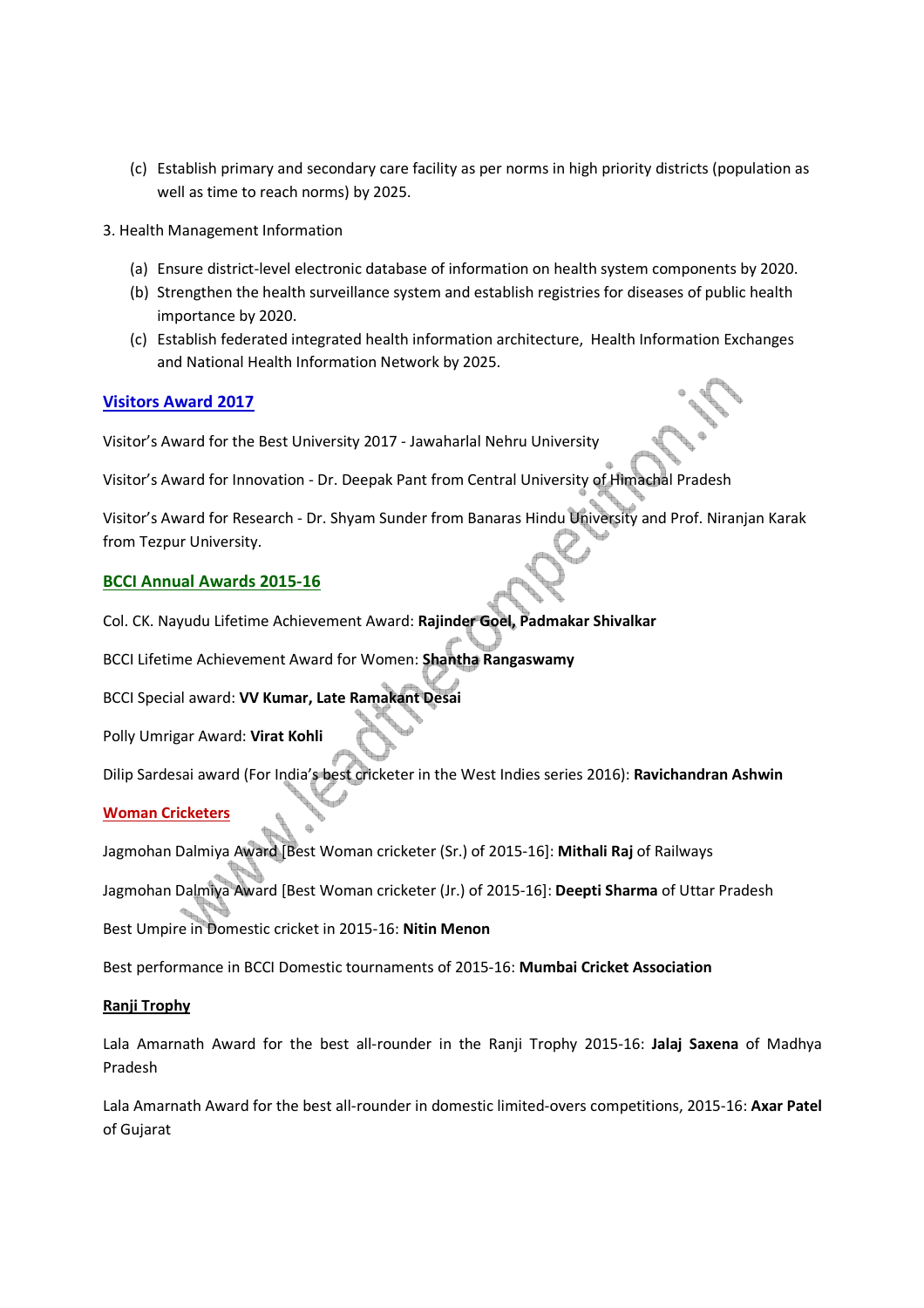(c) Establish primary and secondary care facility as per norms in high priority districts (population as well as time to reach norms) by 2025.

3. Health Management Information

(a) Ensure district-level electronic database of information on health system components by 2020.
(b) Strengthen the health surveillance system and establish registries for diseases of public health importance by 2020.
(c) Establish federated integrated health information architecture, Health Information Exchanges and National Health Information Network by 2025.

## Visitors Award 2017

Visitor's Award for the Best University 2017 - Jawaharlal Nehru University

Visitor's Award for Innovation - Dr. Deepak Pant from Central University of Himachal Pradesh

Visitor's Award for Research - Dr. Shyam Sunder from Banaras Hindu University and Prof. Niranjan Karak from Tezpur University.

## BCCI Annual Awards 2015-16

Col. CK. Nayudu Lifetime Achievement Award: **Rajinder Goel, Padmakar Shivalkar**

BCCI Lifetime Achievement Award for Women: **Shantha Rangaswamy**

BCCI Special award: **VV Kumar, Late Ramakant Desai**

Polly Umrigar Award: **Virat Kohli**

Dilip Sardesai award (For India's best cricketer in the West Indies series 2016): **Ravichandran Ashwin**

## Woman Cricketers

Jagmohan Dalmiya Award [Best Woman cricketer (Sr.) of 2015-16]: **Mithali Raj** of Railways

Jagmohan Dalmiya Award [Best Woman cricketer (Jr.) of 2015-16]: **Deepti Sharma** of Uttar Pradesh

Best Umpire in Domestic cricket in 2015-16: **Nitin Menon**

Best performance in BCCI Domestic tournaments of 2015-16: **Mumbai Cricket Association**

## Ranji Trophy

Lala Amarnath Award for the best all-rounder in the Ranji Trophy 2015-16: **Jalaj Saxena** of Madhya Pradesh

Lala Amarnath Award for the best all-rounder in domestic limited-overs competitions, 2015-16: **Axar Patel** of Gujarat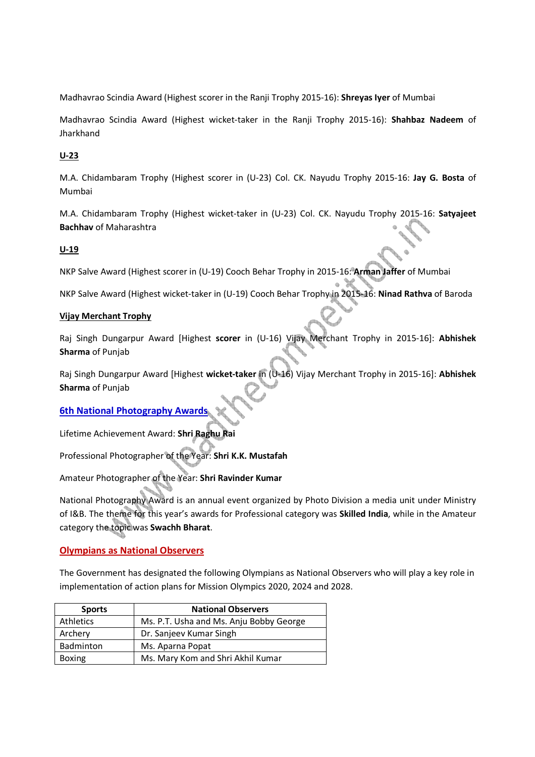Madhavrao Scindia Award (Highest scorer in the Ranji Trophy 2015-16): **Shreyas Iyer** of Mumbai

Madhavrao Scindia Award (Highest wicket-taker in the Ranji Trophy 2015-16): **Shahbaz Nadeem** of Jharkhand

**U-23**

M.A. Chidambaram Trophy (Highest scorer in (U-23) Col. CK. Nayudu Trophy 2015-16: **Jay G. Bosta** of Mumbai

M.A. Chidambaram Trophy (Highest wicket-taker in (U-23) Col. CK. Nayudu Trophy 2015-16: **Satyajeet Bachhav** of Maharashtra

**U-19**

NKP Salve Award (Highest scorer in (U-19) Cooch Behar Trophy in 2015-16: **Arman Jaffer** of Mumbai

NKP Salve Award (Highest wicket-taker in (U-19) Cooch Behar Trophy in 2015-16: **Ninad Rathva** of Baroda

**Vijay Merchant Trophy**

Raj Singh Dungarpur Award [Highest **scorer** in (U-16) Vijay Merchant Trophy in 2015-16]: **Abhishek Sharma** of Punjab

Raj Singh Dungarpur Award [Highest **wicket-taker** in (U-16) Vijay Merchant Trophy in 2015-16]: **Abhishek Sharma** of Punjab

## 6th National Photography Awards

Lifetime Achievement Award: **Shri Raghu Rai**

Professional Photographer of the Year: **Shri K.K. Mustafah**

Amateur Photographer of the Year: **Shri Ravinder Kumar**

National Photography Award is an annual event organized by Photo Division a media unit under Ministry of I&B. The theme for this year's awards for Professional category was **Skilled India**, while in the Amateur category the topic was **Swachh Bharat**.

## Olympians as National Observers

The Government has designated the following Olympians as National Observers who will play a key role in implementation of action plans for Mission Olympics 2020, 2024 and 2028.

| Sports | National Observers |
|---|---|
| Athletics | Ms. P.T. Usha and Ms. Anju Bobby George |
| Archery | Dr. Sanjeev Kumar Singh |
| Badminton | Ms. Aparna Popat |
| Boxing | Ms. Mary Kom and Shri Akhil Kumar |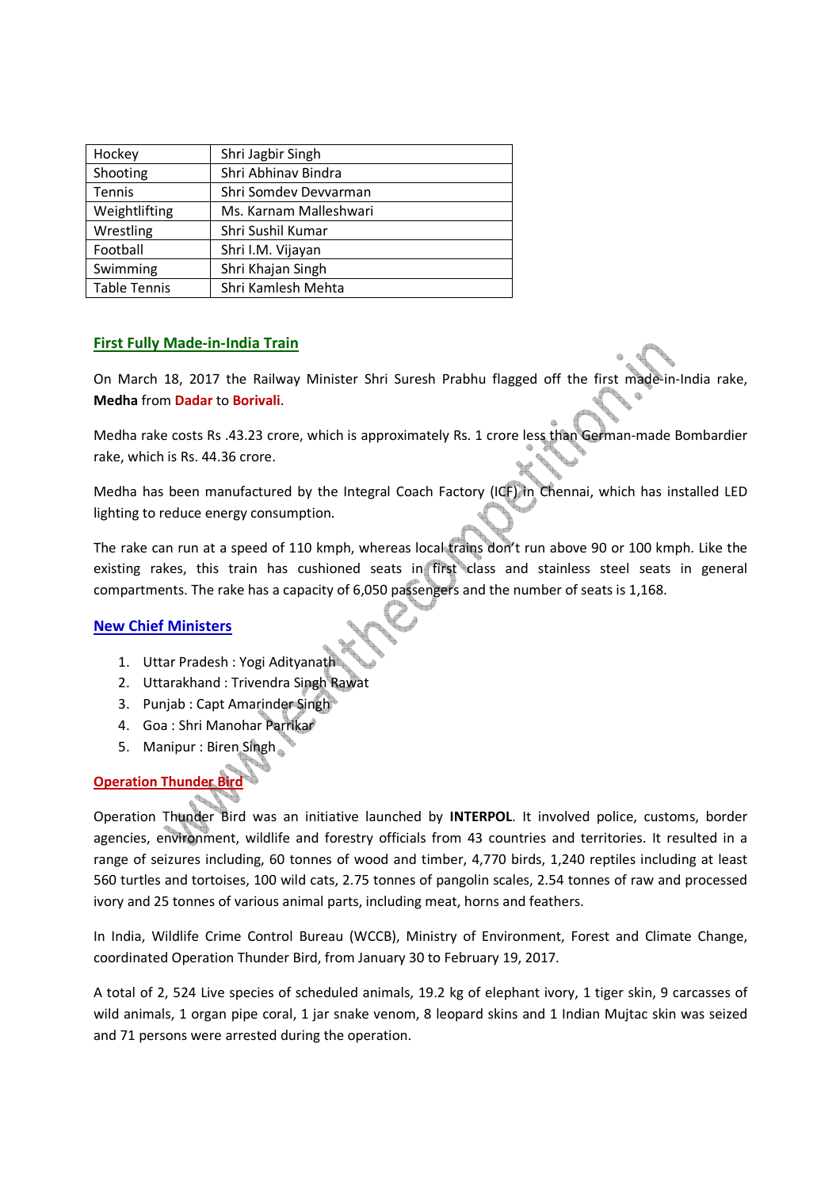| Hockey | Shri Jagbir Singh |
|---|---|
| Shooting | Shri Abhinav Bindra |
| Tennis | Shri Somdev Devvarman |
| Weightlifting | Ms. Karnam Malleshwari |
| Wrestling | Shri Sushil Kumar |
| Football | Shri I.M. Vijayan |
| Swimming | Shri Khajan Singh |
| Table Tennis | Shri Kamlesh Mehta |

## First Fully Made-in-India Train

On March 18, 2017 the Railway Minister Shri Suresh Prabhu flagged off the first made-in-India rake, **Medha** from **Dadar** to **Borivali**.

Medha rake costs Rs .43.23 crore, which is approximately Rs. 1 crore less than German-made Bombardier rake, which is Rs. 44.36 crore.

Medha has been manufactured by the Integral Coach Factory (ICF) in Chennai, which has installed LED lighting to reduce energy consumption.

The rake can run at a speed of 110 kmph, whereas local trains don't run above 90 or 100 kmph. Like the existing rakes, this train has cushioned seats in first class and stainless steel seats in general compartments. The rake has a capacity of 6,050 passengers and the number of seats is 1,168.

## New Chief Ministers

1. Uttar Pradesh : Yogi Adityanath
2. Uttarakhand : Trivendra Singh Rawat
3. Punjab : Capt Amarinder Singh
4. Goa : Shri Manohar Parrikar
5. Manipur : Biren Singh

## Operation Thunder Bird

Operation Thunder Bird was an initiative launched by **INTERPOL**. It involved police, customs, border agencies, environment, wildlife and forestry officials from 43 countries and territories. It resulted in a range of seizures including, 60 tonnes of wood and timber, 4,770 birds, 1,240 reptiles including at least 560 turtles and tortoises, 100 wild cats, 2.75 tonnes of pangolin scales, 2.54 tonnes of raw and processed ivory and 25 tonnes of various animal parts, including meat, horns and feathers.

In India, Wildlife Crime Control Bureau (WCCB), Ministry of Environment, Forest and Climate Change, coordinated Operation Thunder Bird, from January 30 to February 19, 2017.

A total of 2, 524 Live species of scheduled animals, 19.2 kg of elephant ivory, 1 tiger skin, 9 carcasses of wild animals, 1 organ pipe coral, 1 jar snake venom, 8 leopard skins and 1 Indian Mujtac skin was seized and 71 persons were arrested during the operation.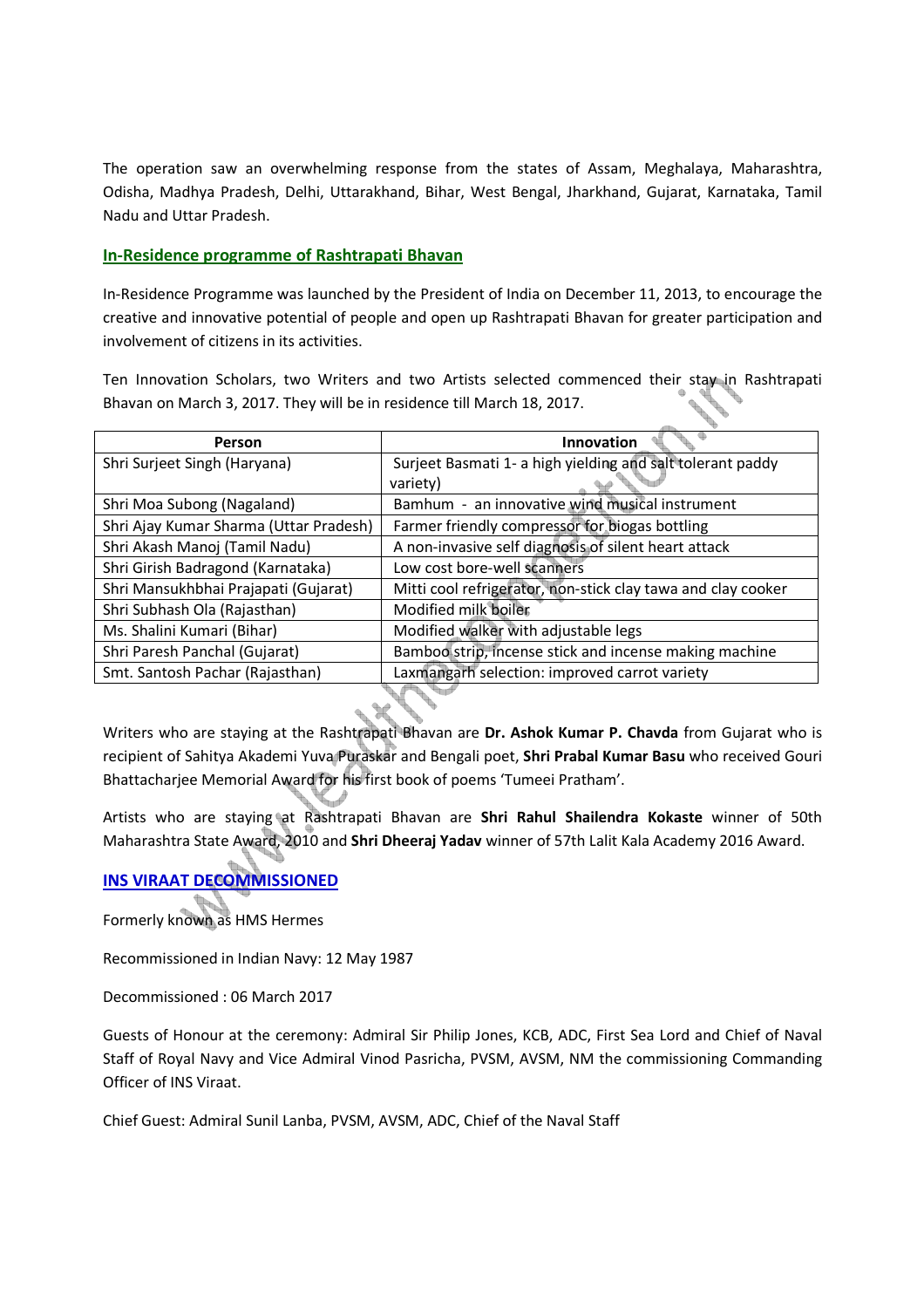The operation saw an overwhelming response from the states of Assam, Meghalaya, Maharashtra, Odisha, Madhya Pradesh, Delhi, Uttarakhand, Bihar, West Bengal, Jharkhand, Gujarat, Karnataka, Tamil Nadu and Uttar Pradesh.

## In-Residence programme of Rashtrapati Bhavan

In-Residence Programme was launched by the President of India on December 11, 2013, to encourage the creative and innovative potential of people and open up Rashtrapati Bhavan for greater participation and involvement of citizens in its activities.

Ten Innovation Scholars, two Writers and two Artists selected commenced their stay in Rashtrapati Bhavan on March 3, 2017. They will be in residence till March 18, 2017.

| Person | Innovation |
|---|---|
| Shri Surjeet Singh (Haryana) | Surjeet Basmati 1- a high yielding and salt tolerant paddy variety) |
| Shri Moa Subong (Nagaland) | Bamhum - an innovative wind musical instrument |
| Shri Ajay Kumar Sharma (Uttar Pradesh) | Farmer friendly compressor for biogas bottling |
| Shri Akash Manoj (Tamil Nadu) | A non-invasive self diagnosis of silent heart attack |
| Shri Girish Badragond (Karnataka) | Low cost bore-well scanners |
| Shri Mansukhbhai Prajapati (Gujarat) | Mitti cool refrigerator, non-stick clay tawa and clay cooker |
| Shri Subhash Ola (Rajasthan) | Modified milk boiler |
| Ms. Shalini Kumari (Bihar) | Modified walker with adjustable legs |
| Shri Paresh Panchal (Gujarat) | Bamboo strip, incense stick and incense making machine |
| Smt. Santosh Pachar (Rajasthan) | Laxmangarh selection: improved carrot variety |

Writers who are staying at the Rashtrapati Bhavan are **Dr. Ashok Kumar P. Chavda** from Gujarat who is recipient of Sahitya Akademi Yuva Puraskar and Bengali poet, **Shri Prabal Kumar Basu** who received Gouri Bhattacharjee Memorial Award for his first book of poems 'Tumeei Pratham'.

Artists who are staying at Rashtrapati Bhavan are **Shri Rahul Shailendra Kokaste** winner of 50th Maharashtra State Award, 2010 and **Shri Dheeraj Yadav** winner of 57th Lalit Kala Academy 2016 Award.

## INS VIRAAT DECOMMISSIONED

Formerly known as HMS Hermes

Recommissioned in Indian Navy: 12 May 1987

Decommissioned : 06 March 2017

Guests of Honour at the ceremony: Admiral Sir Philip Jones, KCB, ADC, First Sea Lord and Chief of Naval Staff of Royal Navy and Vice Admiral Vinod Pasricha, PVSM, AVSM, NM the commissioning Commanding Officer of INS Viraat.

Chief Guest: Admiral Sunil Lanba, PVSM, AVSM, ADC, Chief of the Naval Staff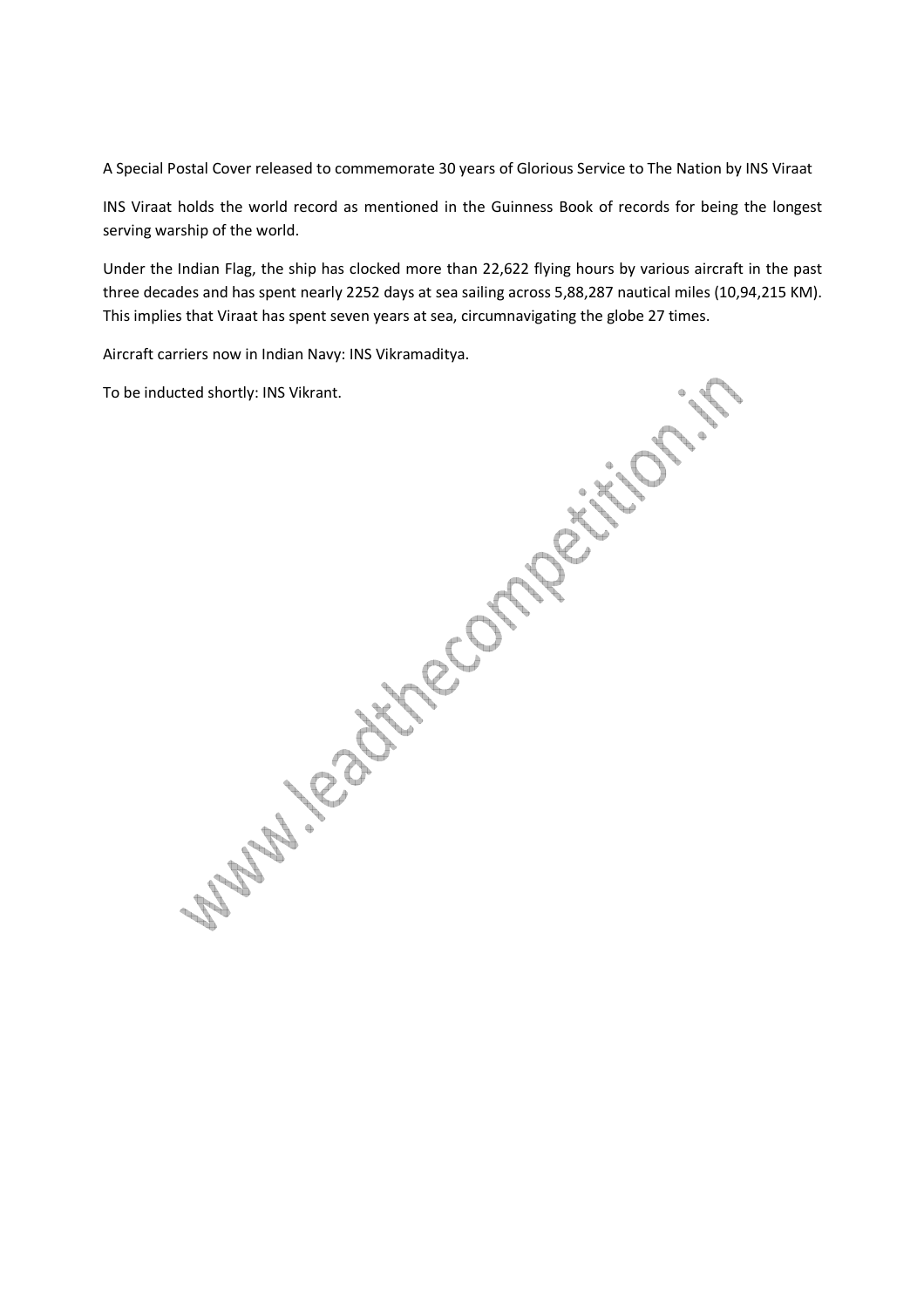A Special Postal Cover released to commemorate 30 years of Glorious Service to The Nation by INS Viraat

INS Viraat holds the world record as mentioned in the Guinness Book of records for being the longest serving warship of the world.

Under the Indian Flag, the ship has clocked more than 22,622 flying hours by various aircraft in the past three decades and has spent nearly 2252 days at sea sailing across 5,88,287 nautical miles (10,94,215 KM). This implies that Viraat has spent seven years at sea, circumnavigating the globe 27 times.

Aircraft carriers now in Indian Navy: INS Vikramaditya.

To be inducted shortly: INS Vikrant.